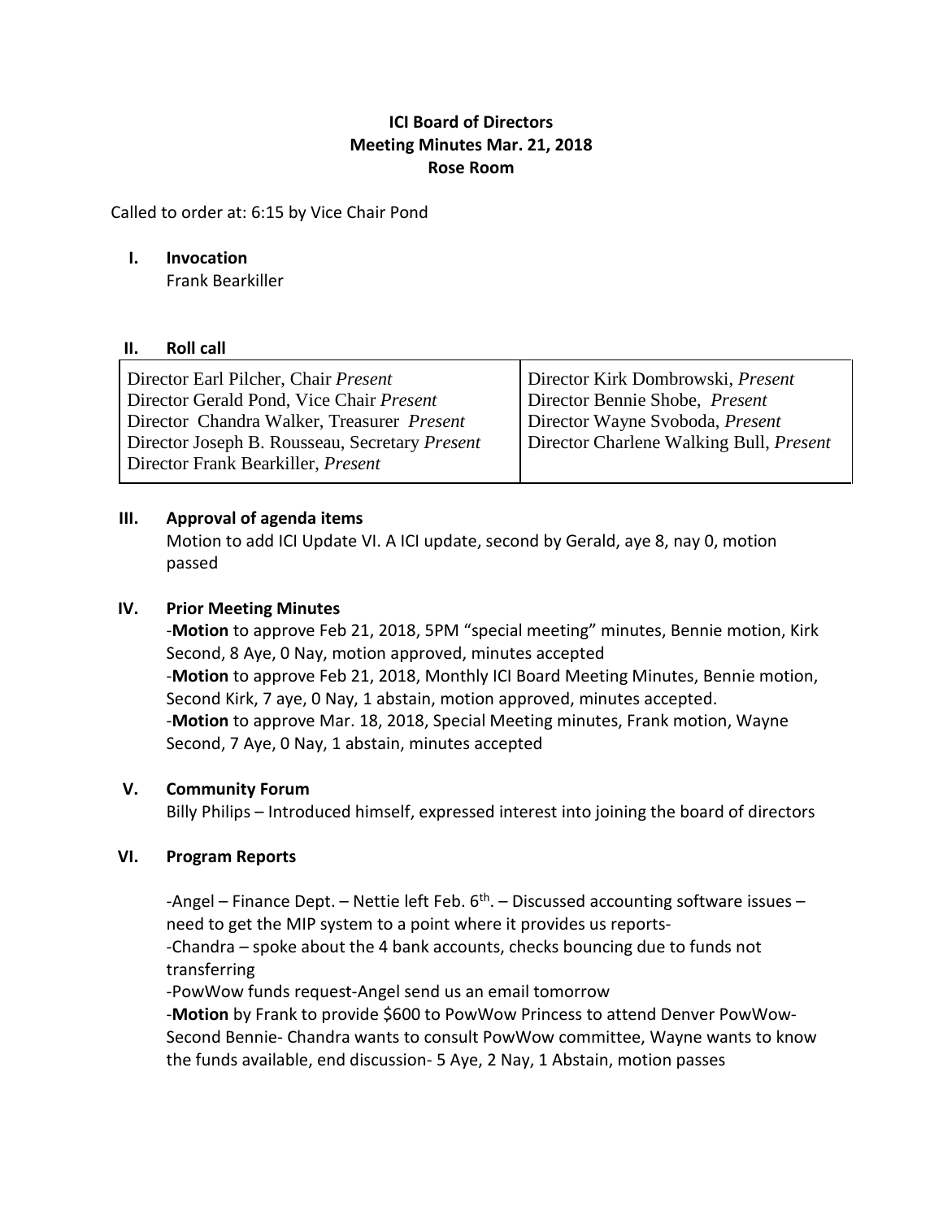# ICI Board of Directors
## Meeting Minutes Mar. 21, 2018
## Rose Room

Called to order at: 6:15 by Vice Chair Pond

## I. Invocation

Frank Bearkiller

## II. Roll call

| | |
|---|---|
| Director Earl Pilcher, Chair *Present* | Director Kirk Dombrowski, *Present* |
| Director Gerald Pond, Vice Chair *Present* | Director Bennie Shobe, *Present* |
| Director Chandra Walker, Treasurer *Present* | Director Wayne Svoboda, *Present* |
| Director Joseph B. Rousseau, Secretary *Present* | Director Charlene Walking Bull, *Present* |
| Director Frank Bearkiller, *Present* | |

## III. Approval of agenda items

Motion to add ICI Update VI. A ICI update, second by Gerald, aye 8, nay 0, motion passed

## IV. Prior Meeting Minutes

-**Motion** to approve Feb 21, 2018, 5PM "special meeting" minutes, Bennie motion, Kirk Second, 8 Aye, 0 Nay, motion approved, minutes accepted

-**Motion** to approve Feb 21, 2018, Monthly ICI Board Meeting Minutes, Bennie motion, Second Kirk, 7 aye, 0 Nay, 1 abstain, motion approved, minutes accepted.

-**Motion** to approve Mar. 18, 2018, Special Meeting minutes, Frank motion, Wayne Second, 7 Aye, 0 Nay, 1 abstain, minutes accepted

## V. Community Forum

Billy Philips – Introduced himself, expressed interest into joining the board of directors

## VI. Program Reports

-Angel – Finance Dept. – Nettie left Feb. 6th. – Discussed accounting software issues – need to get the MIP system to a point where it provides us reports-

-Chandra – spoke about the 4 bank accounts, checks bouncing due to funds not transferring

-PowWow funds request-Angel send us an email tomorrow

-**Motion** by Frank to provide $600 to PowWow Princess to attend Denver PowWow- Second Bennie- Chandra wants to consult PowWow committee, Wayne wants to know the funds available, end discussion- 5 Aye, 2 Nay, 1 Abstain, motion passes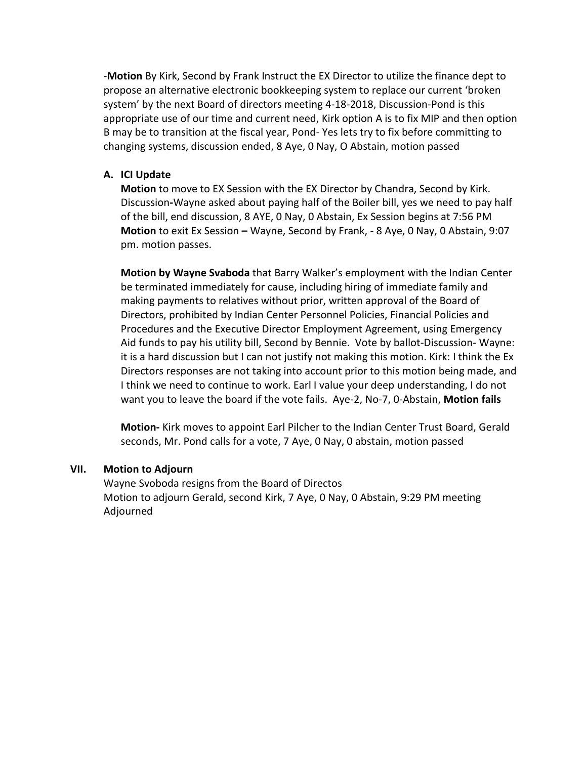-**Motion** By Kirk, Second by Frank Instruct the EX Director to utilize the finance dept to propose an alternative electronic bookkeeping system to replace our current 'broken system' by the next Board of directors meeting 4-18-2018, Discussion-Pond is this appropriate use of our time and current need, Kirk option A is to fix MIP and then option B may be to transition at the fiscal year, Pond- Yes lets try to fix before committing to changing systems, discussion ended, 8 Aye, 0 Nay, O Abstain, motion passed

**A. ICI Update**

**Motion** to move to EX Session with the EX Director by Chandra, Second by Kirk. Discussion**-**Wayne asked about paying half of the Boiler bill, yes we need to pay half of the bill, end discussion, 8 AYE, 0 Nay, 0 Abstain, Ex Session begins at 7:56 PM
**Motion** to exit Ex Session **–** Wayne, Second by Frank, - 8 Aye, 0 Nay, 0 Abstain, 9:07 pm. motion passes.

**Motion by Wayne Svaboda** that Barry Walker's employment with the Indian Center be terminated immediately for cause, including hiring of immediate family and making payments to relatives without prior, written approval of the Board of Directors, prohibited by Indian Center Personnel Policies, Financial Policies and Procedures and the Executive Director Employment Agreement, using Emergency Aid funds to pay his utility bill, Second by Bennie. Vote by ballot-Discussion- Wayne: it is a hard discussion but I can not justify not making this motion. Kirk: I think the Ex Directors responses are not taking into account prior to this motion being made, and I think we need to continue to work. Earl I value your deep understanding, I do not want you to leave the board if the vote fails. Aye-2, No-7, 0-Abstain, **Motion fails**

**Motion-** Kirk moves to appoint Earl Pilcher to the Indian Center Trust Board, Gerald seconds, Mr. Pond calls for a vote, 7 Aye, 0 Nay, 0 abstain, motion passed

## VII. Motion to Adjourn

Wayne Svoboda resigns from the Board of Directos
Motion to adjourn Gerald, second Kirk, 7 Aye, 0 Nay, 0 Abstain, 9:29 PM meeting Adjourned